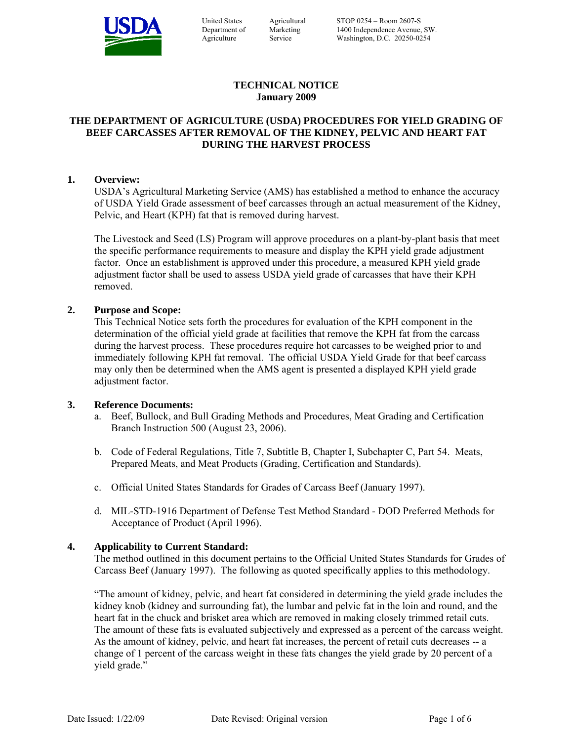United States Department of Agriculture | Agricultural Marketing Service | STOP 0254 – Room 2607-S, 1400 Independence Avenue, SW., Washington, D.C. 20250-0254

# TECHNICAL NOTICE
## January 2009

## THE DEPARTMENT OF AGRICULTURE (USDA) PROCEDURES FOR YIELD GRADING OF BEEF CARCASSES AFTER REMOVAL OF THE KIDNEY, PELVIC AND HEART FAT DURING THE HARVEST PROCESS

### 1. Overview:

USDA's Agricultural Marketing Service (AMS) has established a method to enhance the accuracy of USDA Yield Grade assessment of beef carcasses through an actual measurement of the Kidney, Pelvic, and Heart (KPH) fat that is removed during harvest.

The Livestock and Seed (LS) Program will approve procedures on a plant-by-plant basis that meet the specific performance requirements to measure and display the KPH yield grade adjustment factor. Once an establishment is approved under this procedure, a measured KPH yield grade adjustment factor shall be used to assess USDA yield grade of carcasses that have their KPH removed.

### 2. Purpose and Scope:

This Technical Notice sets forth the procedures for evaluation of the KPH component in the determination of the official yield grade at facilities that remove the KPH fat from the carcass during the harvest process. These procedures require hot carcasses to be weighed prior to and immediately following KPH fat removal. The official USDA Yield Grade for that beef carcass may only then be determined when the AMS agent is presented a displayed KPH yield grade adjustment factor.

### 3. Reference Documents:

a. Beef, Bullock, and Bull Grading Methods and Procedures, Meat Grading and Certification Branch Instruction 500 (August 23, 2006).

b. Code of Federal Regulations, Title 7, Subtitle B, Chapter I, Subchapter C, Part 54. Meats, Prepared Meats, and Meat Products (Grading, Certification and Standards).

c. Official United States Standards for Grades of Carcass Beef (January 1997).

d. MIL-STD-1916 Department of Defense Test Method Standard - DOD Preferred Methods for Acceptance of Product (April 1996).

### 4. Applicability to Current Standard:

The method outlined in this document pertains to the Official United States Standards for Grades of Carcass Beef (January 1997). The following as quoted specifically applies to this methodology.

"The amount of kidney, pelvic, and heart fat considered in determining the yield grade includes the kidney knob (kidney and surrounding fat), the lumbar and pelvic fat in the loin and round, and the heart fat in the chuck and brisket area which are removed in making closely trimmed retail cuts. The amount of these fats is evaluated subjectively and expressed as a percent of the carcass weight. As the amount of kidney, pelvic, and heart fat increases, the percent of retail cuts decreases -- a change of 1 percent of the carcass weight in these fats changes the yield grade by 20 percent of a yield grade."

Date Issued: 1/22/09 Date Revised: Original version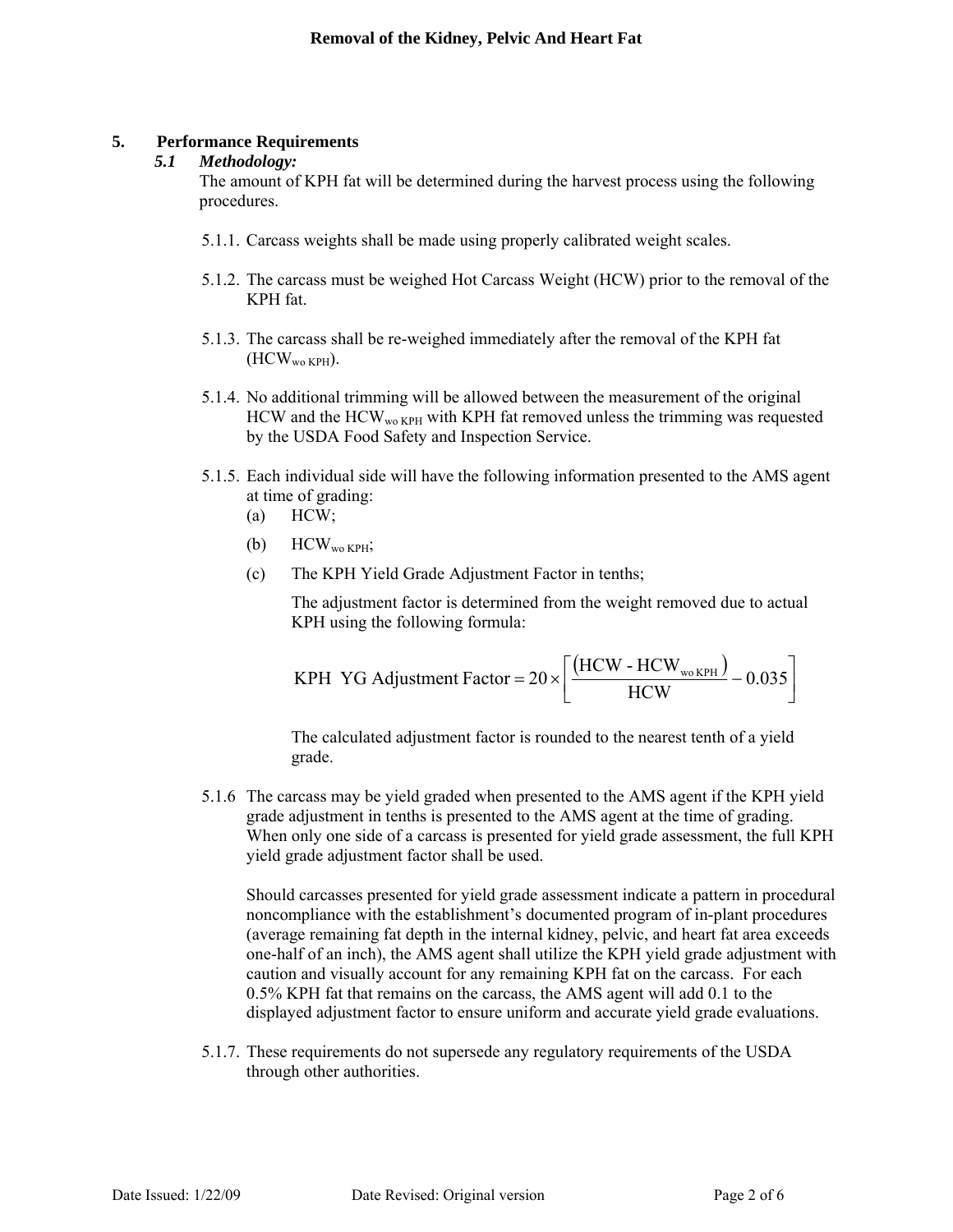## 5. Performance Requirements

### *5.1 Methodology:*

The amount of KPH fat will be determined during the harvest process using the following procedures.

5.1.1. Carcass weights shall be made using properly calibrated weight scales.

5.1.2. The carcass must be weighed Hot Carcass Weight (HCW) prior to the removal of the KPH fat.

5.1.3. The carcass shall be re-weighed immediately after the removal of the KPH fat ($HCW_{wo\ KPH}$).

5.1.4. No additional trimming will be allowed between the measurement of the original HCW and the $HCW_{wo\ KPH}$ with KPH fat removed unless the trimming was requested by the USDA Food Safety and Inspection Service.

5.1.5. Each individual side will have the following information presented to the AMS agent at time of grading:

(a) HCW;

(b) $HCW_{wo\ KPH}$;

(c) The KPH Yield Grade Adjustment Factor in tenths;

The adjustment factor is determined from the weight removed due to actual KPH using the following formula:

$$\text{KPH YG Adjustment Factor} = 20 \times \left[ \frac{(\text{HCW - HCW}_{\text{wo KPH}})}{\text{HCW}} - 0.035 \right]$$

The calculated adjustment factor is rounded to the nearest tenth of a yield grade.

5.1.6 The carcass may be yield graded when presented to the AMS agent if the KPH yield grade adjustment in tenths is presented to the AMS agent at the time of grading. When only one side of a carcass is presented for yield grade assessment, the full KPH yield grade adjustment factor shall be used.

Should carcasses presented for yield grade assessment indicate a pattern in procedural noncompliance with the establishment's documented program of in-plant procedures (average remaining fat depth in the internal kidney, pelvic, and heart fat area exceeds one-half of an inch), the AMS agent shall utilize the KPH yield grade adjustment with caution and visually account for any remaining KPH fat on the carcass. For each 0.5% KPH fat that remains on the carcass, the AMS agent will add 0.1 to the displayed adjustment factor to ensure uniform and accurate yield grade evaluations.

5.1.7. These requirements do not supersede any regulatory requirements of the USDA through other authorities.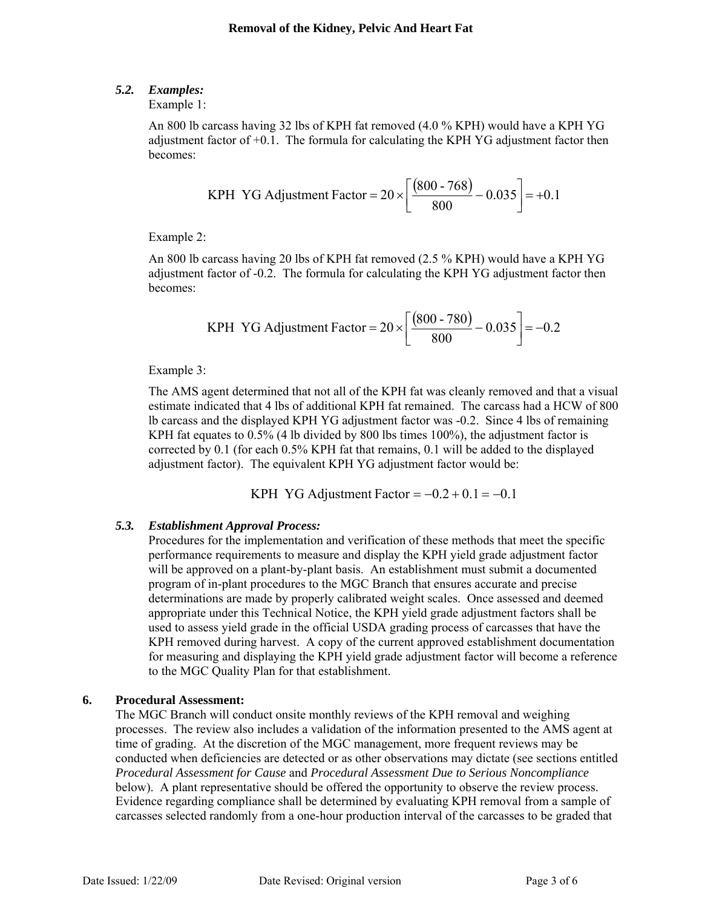### *5.2. Examples:*

Example 1:

An 800 lb carcass having 32 lbs of KPH fat removed (4.0 % KPH) would have a KPH YG adjustment factor of +0.1. The formula for calculating the KPH YG adjustment factor then becomes:

$$\text{KPH YG Adjustment Factor} = 20 \times \left[ \frac{(800 \text{ - } 768)}{800} - 0.035 \right] = +0.1$$

Example 2:

An 800 lb carcass having 20 lbs of KPH fat removed (2.5 % KPH) would have a KPH YG adjustment factor of -0.2. The formula for calculating the KPH YG adjustment factor then becomes:

$$\text{KPH YG Adjustment Factor} = 20 \times \left[ \frac{(800 \text{ - } 780)}{800} - 0.035 \right] = -0.2$$

Example 3:

The AMS agent determined that not all of the KPH fat was cleanly removed and that a visual estimate indicated that 4 lbs of additional KPH fat remained. The carcass had a HCW of 800 lb carcass and the displayed KPH YG adjustment factor was -0.2. Since 4 lbs of remaining KPH fat equates to 0.5% (4 lb divided by 800 lbs times 100%), the adjustment factor is corrected by 0.1 (for each 0.5% KPH fat that remains, 0.1 will be added to the displayed adjustment factor). The equivalent KPH YG adjustment factor would be:

$$\text{KPH YG Adjustment Factor} = -0.2 + 0.1 = -0.1$$

### *5.3. Establishment Approval Process:*

Procedures for the implementation and verification of these methods that meet the specific performance requirements to measure and display the KPH yield grade adjustment factor will be approved on a plant-by-plant basis. An establishment must submit a documented program of in-plant procedures to the MGC Branch that ensures accurate and precise determinations are made by properly calibrated weight scales. Once assessed and deemed appropriate under this Technical Notice, the KPH yield grade adjustment factors shall be used to assess yield grade in the official USDA grading process of carcasses that have the KPH removed during harvest. A copy of the current approved establishment documentation for measuring and displaying the KPH yield grade adjustment factor will become a reference to the MGC Quality Plan for that establishment.

## 6. Procedural Assessment:

The MGC Branch will conduct onsite monthly reviews of the KPH removal and weighing processes. The review also includes a validation of the information presented to the AMS agent at time of grading. At the discretion of the MGC management, more frequent reviews may be conducted when deficiencies are detected or as other observations may dictate (see sections entitled *Procedural Assessment for Cause* and *Procedural Assessment Due to Serious Noncompliance* below). A plant representative should be offered the opportunity to observe the review process. Evidence regarding compliance shall be determined by evaluating KPH removal from a sample of carcasses selected randomly from a one-hour production interval of the carcasses to be graded that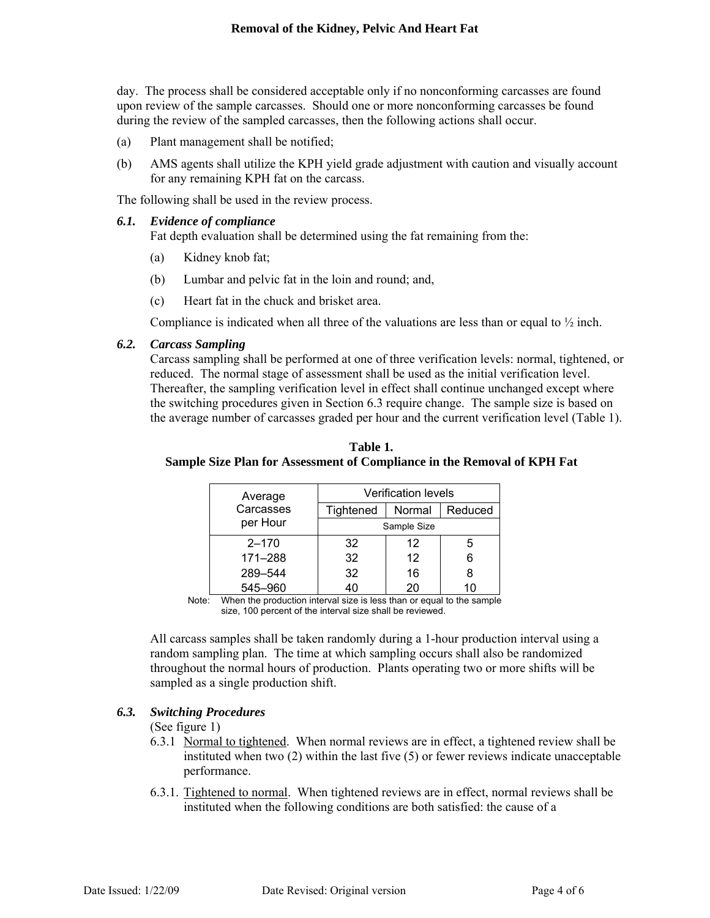day. The process shall be considered acceptable only if no nonconforming carcasses are found upon review of the sample carcasses. Should one or more nonconforming carcasses be found during the review of the sampled carcasses, then the following actions shall occur.

(a) Plant management shall be notified;

(b) AMS agents shall utilize the KPH yield grade adjustment with caution and visually account for any remaining KPH fat on the carcass.

The following shall be used in the review process.

### *6.1. Evidence of compliance*

Fat depth evaluation shall be determined using the fat remaining from the:

(a) Kidney knob fat;

(b) Lumbar and pelvic fat in the loin and round; and,

(c) Heart fat in the chuck and brisket area.

Compliance is indicated when all three of the valuations are less than or equal to ½ inch.

### *6.2. Carcass Sampling*

Carcass sampling shall be performed at one of three verification levels: normal, tightened, or reduced. The normal stage of assessment shall be used as the initial verification level. Thereafter, the sampling verification level in effect shall continue unchanged except where the switching procedures given in Section 6.3 require change. The sample size is based on the average number of carcasses graded per hour and the current verification level (Table 1).

**Table 1.**
**Sample Size Plan for Assessment of Compliance in the Removal of KPH Fat**

| Average Carcasses per Hour | Verification levels | | |
|---|---|---|---|
| | Tightened | Normal | Reduced |
| | Sample Size | | |
| 2–170 | 32 | 12 | 5 |
| 171–288 | 32 | 12 | 6 |
| 289–544 | 32 | 16 | 8 |
| 545–960 | 40 | 20 | 10 |

Note: When the production interval size is less than or equal to the sample size, 100 percent of the interval size shall be reviewed.

All carcass samples shall be taken randomly during a 1-hour production interval using a random sampling plan. The time at which sampling occurs shall also be randomized throughout the normal hours of production. Plants operating two or more shifts will be sampled as a single production shift.

### *6.3. Switching Procedures*

(See figure 1)

6.3.1 Normal to tightened. When normal reviews are in effect, a tightened review shall be instituted when two (2) within the last five (5) or fewer reviews indicate unacceptable performance.

6.3.1. Tightened to normal. When tightened reviews are in effect, normal reviews shall be instituted when the following conditions are both satisfied: the cause of a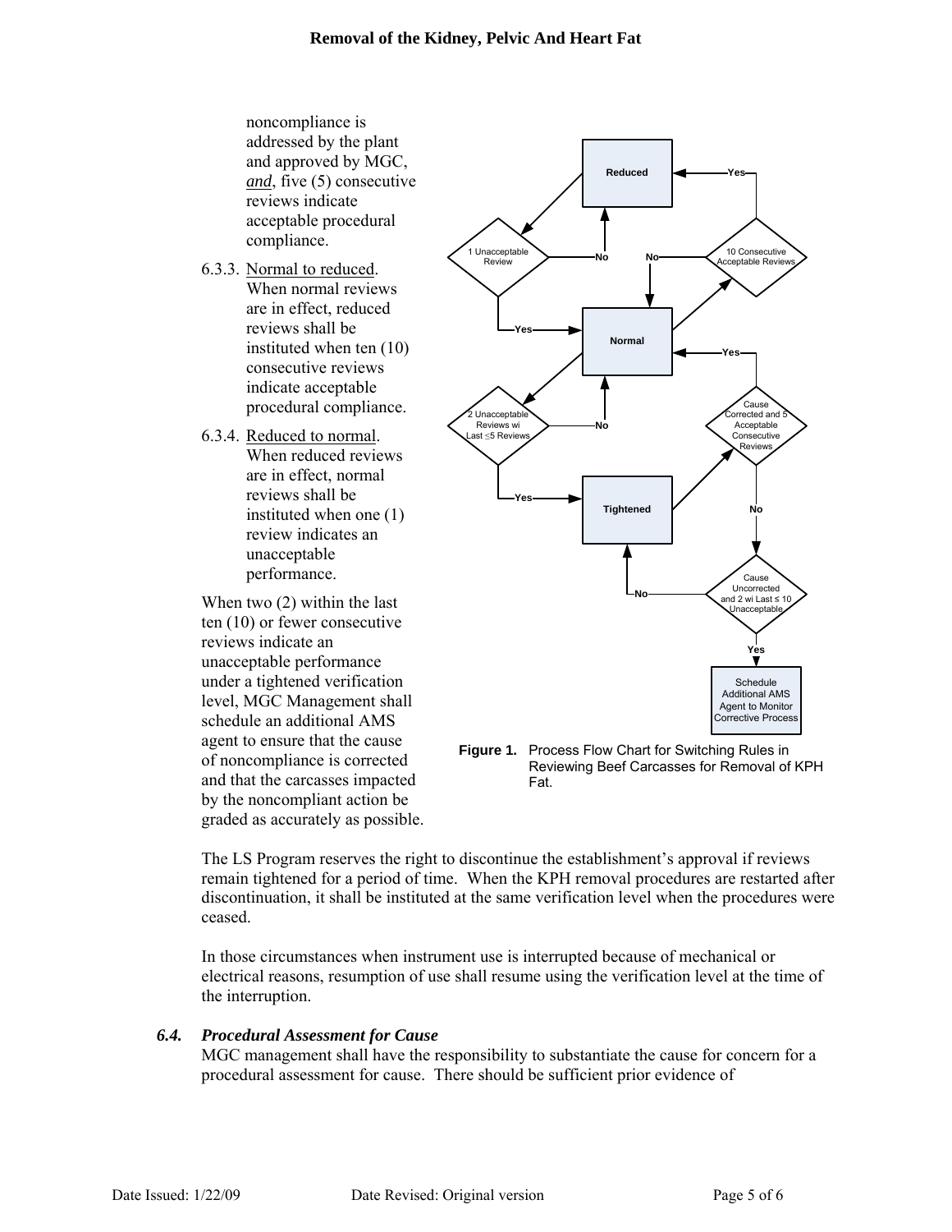noncompliance is addressed by the plant and approved by MGC, ***and***, five (5) consecutive reviews indicate acceptable procedural compliance.

6.3.3. Normal to reduced. When normal reviews are in effect, reduced reviews shall be instituted when ten (10) consecutive reviews indicate acceptable procedural compliance.

6.3.4. Reduced to normal. When reduced reviews are in effect, normal reviews shall be instituted when one (1) review indicates an unacceptable performance.

When two (2) within the last ten (10) or fewer consecutive reviews indicate an unacceptable performance under a tightened verification level, MGC Management shall schedule an additional AMS agent to ensure that the cause of noncompliance is corrected and that the carcasses impacted by the noncompliant action be graded as accurately as possible.

**Figure 1.** Process Flow Chart for Switching Rules in Reviewing Beef Carcasses for Removal of KPH Fat.

The LS Program reserves the right to discontinue the establishment's approval if reviews remain tightened for a period of time. When the KPH removal procedures are restarted after discontinuation, it shall be instituted at the same verification level when the procedures were ceased.

In those circumstances when instrument use is interrupted because of mechanical or electrical reasons, resumption of use shall resume using the verification level at the time of the interruption.

### *6.4. Procedural Assessment for Cause*

MGC management shall have the responsibility to substantiate the cause for concern for a procedural assessment for cause. There should be sufficient prior evidence of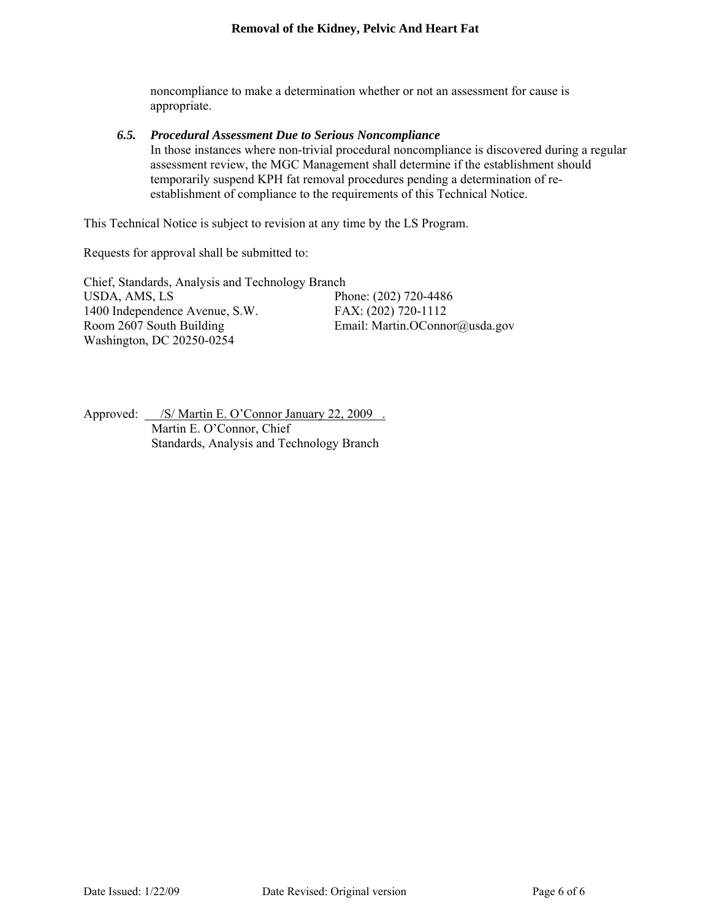noncompliance to make a determination whether or not an assessment for cause is appropriate.

### *6.5. Procedural Assessment Due to Serious Noncompliance*

In those instances where non-trivial procedural noncompliance is discovered during a regular assessment review, the MGC Management shall determine if the establishment should temporarily suspend KPH fat removal procedures pending a determination of re-establishment of compliance to the requirements of this Technical Notice.

This Technical Notice is subject to revision at any time by the LS Program.

Requests for approval shall be submitted to:

Chief, Standards, Analysis and Technology Branch
USDA, AMS, LS
1400 Independence Avenue, S.W.
Room 2607 South Building
Washington, DC 20250-0254

Phone: (202) 720-4486
FAX: (202) 720-1112
Email: Martin.OConnor@usda.gov

Approved: /S/ Martin E. O'Connor January 22, 2009 .
Martin E. O'Connor, Chief
Standards, Analysis and Technology Branch

Date Issued: 1/22/09 Date Revised: Original version